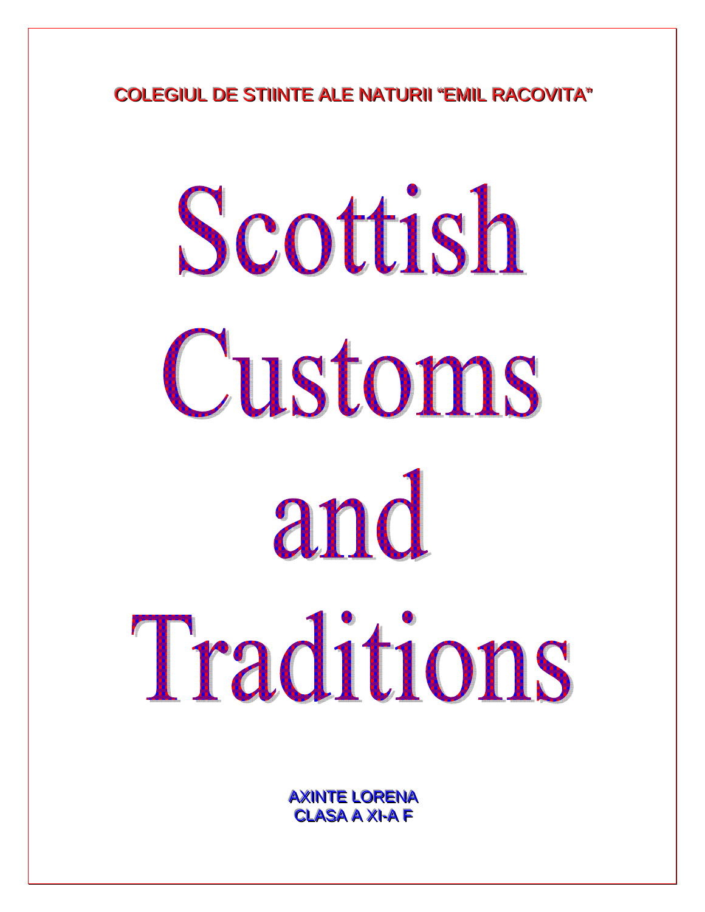**COLEGIUL DE STIINTE ALE NATURII "EMIL RACOVITA"**

# Scottish Customs and Traditions

**AXINTE LORENA**
**CLASA A XI-A F**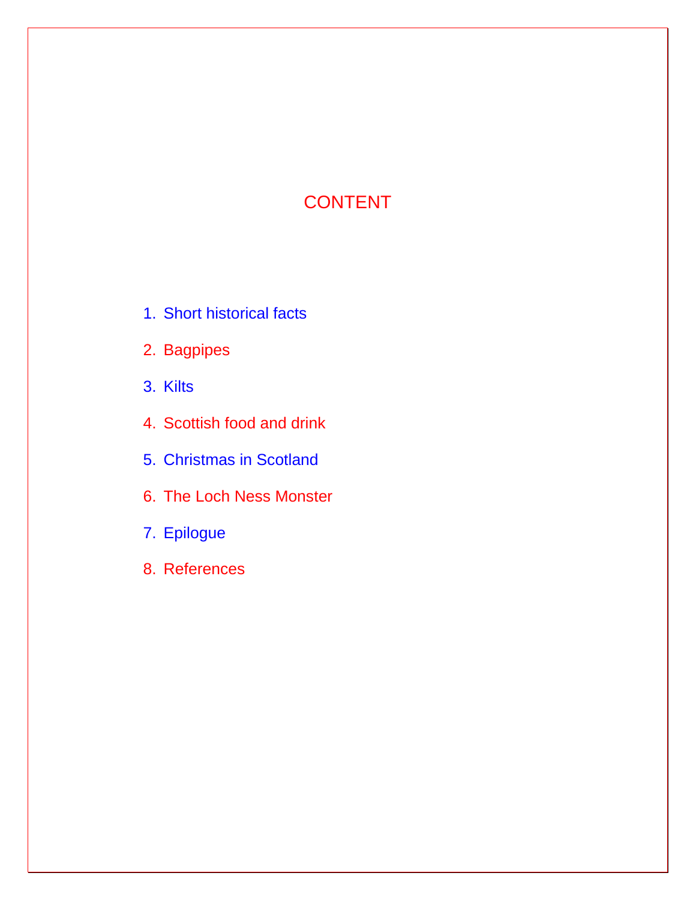# CONTENT

1. Short historical facts
2. Bagpipes
3. Kilts
4. Scottish food and drink
5. Christmas in Scotland
6. The Loch Ness Monster
7. Epilogue
8. References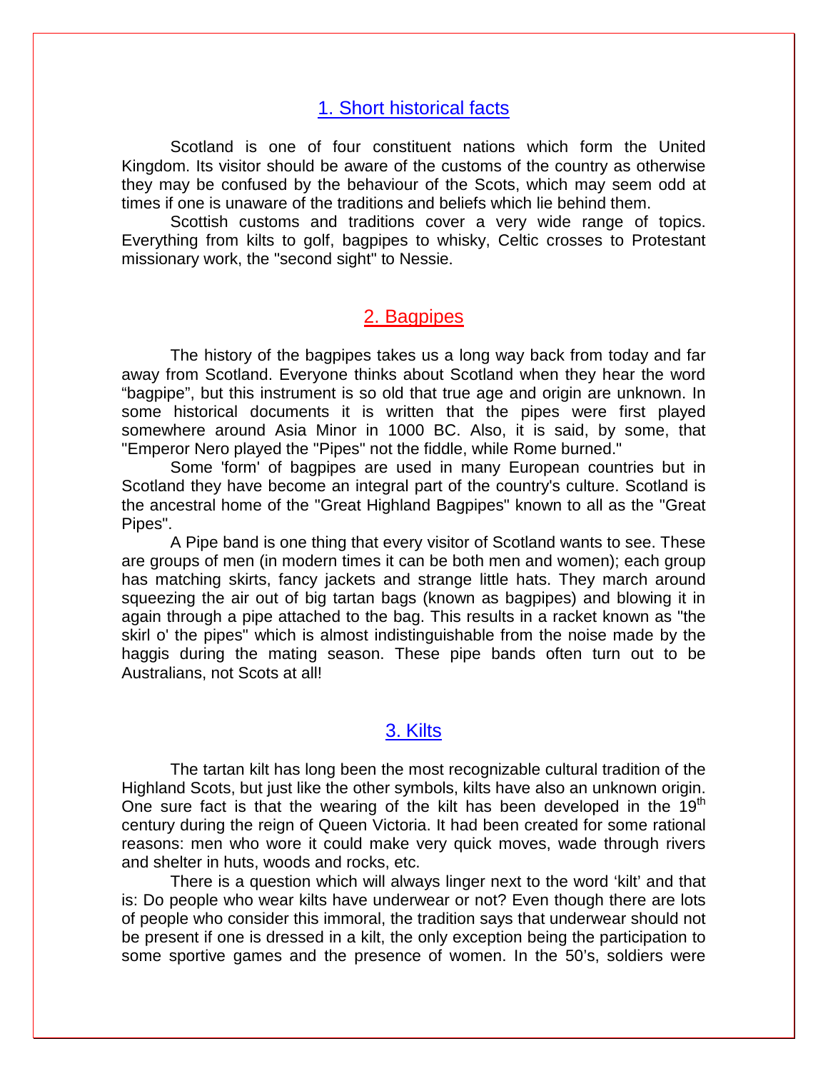## 1. Short historical facts

Scotland is one of four constituent nations which form the United Kingdom. Its visitor should be aware of the customs of the country as otherwise they may be confused by the behaviour of the Scots, which may seem odd at times if one is unaware of the traditions and beliefs which lie behind them.

Scottish customs and traditions cover a very wide range of topics. Everything from kilts to golf, bagpipes to whisky, Celtic crosses to Protestant missionary work, the "second sight" to Nessie.

## 2. Bagpipes

The history of the bagpipes takes us a long way back from today and far away from Scotland. Everyone thinks about Scotland when they hear the word “bagpipe”, but this instrument is so old that true age and origin are unknown. In some historical documents it is written that the pipes were first played somewhere around Asia Minor in 1000 BC. Also, it is said, by some, that "Emperor Nero played the "Pipes" not the fiddle, while Rome burned."

Some 'form' of bagpipes are used in many European countries but in Scotland they have become an integral part of the country's culture. Scotland is the ancestral home of the "Great Highland Bagpipes" known to all as the "Great Pipes".

A Pipe band is one thing that every visitor of Scotland wants to see. These are groups of men (in modern times it can be both men and women); each group has matching skirts, fancy jackets and strange little hats. They march around squeezing the air out of big tartan bags (known as bagpipes) and blowing it in again through a pipe attached to the bag. This results in a racket known as "the skirl o' the pipes" which is almost indistinguishable from the noise made by the haggis during the mating season. These pipe bands often turn out to be Australians, not Scots at all!

## 3. Kilts

The tartan kilt has long been the most recognizable cultural tradition of the Highland Scots, but just like the other symbols, kilts have also an unknown origin. One sure fact is that the wearing of the kilt has been developed in the 19th century during the reign of Queen Victoria. It had been created for some rational reasons: men who wore it could make very quick moves, wade through rivers and shelter in huts, woods and rocks, etc.

There is a question which will always linger next to the word ‘kilt’ and that is: Do people who wear kilts have underwear or not? Even though there are lots of people who consider this immoral, the tradition says that underwear should not be present if one is dressed in a kilt, the only exception being the participation to some sportive games and the presence of women. In the 50’s, soldiers were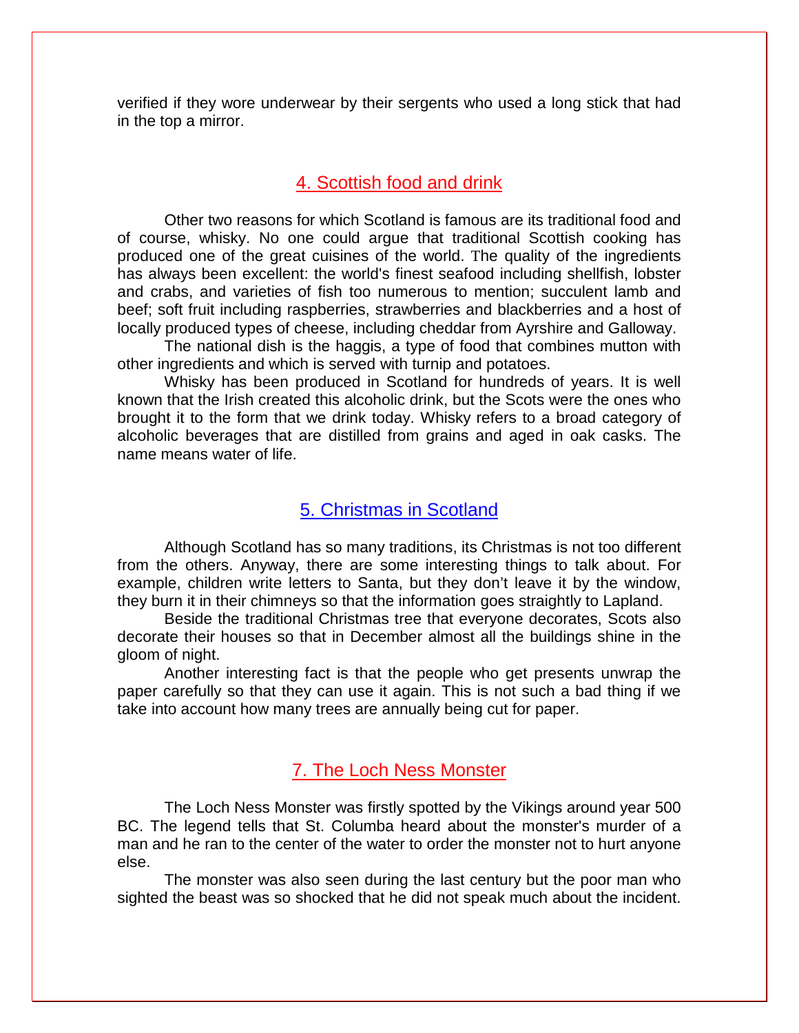verified if they wore underwear by their sergents who used a long stick that had in the top a mirror.

## 4. Scottish food and drink

Other two reasons for which Scotland is famous are its traditional food and of course, whisky. No one could argue that traditional Scottish cooking has produced one of the great cuisines of the world. The quality of the ingredients has always been excellent: the world's finest seafood including shellfish, lobster and crabs, and varieties of fish too numerous to mention; succulent lamb and beef; soft fruit including raspberries, strawberries and blackberries and a host of locally produced types of cheese, including cheddar from Ayrshire and Galloway.

The national dish is the haggis, a type of food that combines mutton with other ingredients and which is served with turnip and potatoes.

Whisky has been produced in Scotland for hundreds of years. It is well known that the Irish created this alcoholic drink, but the Scots were the ones who brought it to the form that we drink today. Whisky refers to a broad category of alcoholic beverages that are distilled from grains and aged in oak casks. The name means water of life.

## 5. Christmas in Scotland

Although Scotland has so many traditions, its Christmas is not too different from the others. Anyway, there are some interesting things to talk about. For example, children write letters to Santa, but they don't leave it by the window, they burn it in their chimneys so that the information goes straightly to Lapland.

Beside the traditional Christmas tree that everyone decorates, Scots also decorate their houses so that in December almost all the buildings shine in the gloom of night.

Another interesting fact is that the people who get presents unwrap the paper carefully so that they can use it again. This is not such a bad thing if we take into account how many trees are annually being cut for paper.

## 7. The Loch Ness Monster

The Loch Ness Monster was firstly spotted by the Vikings around year 500 BC. The legend tells that St. Columba heard about the monster's murder of a man and he ran to the center of the water to order the monster not to hurt anyone else.

The monster was also seen during the last century but the poor man who sighted the beast was so shocked that he did not speak much about the incident.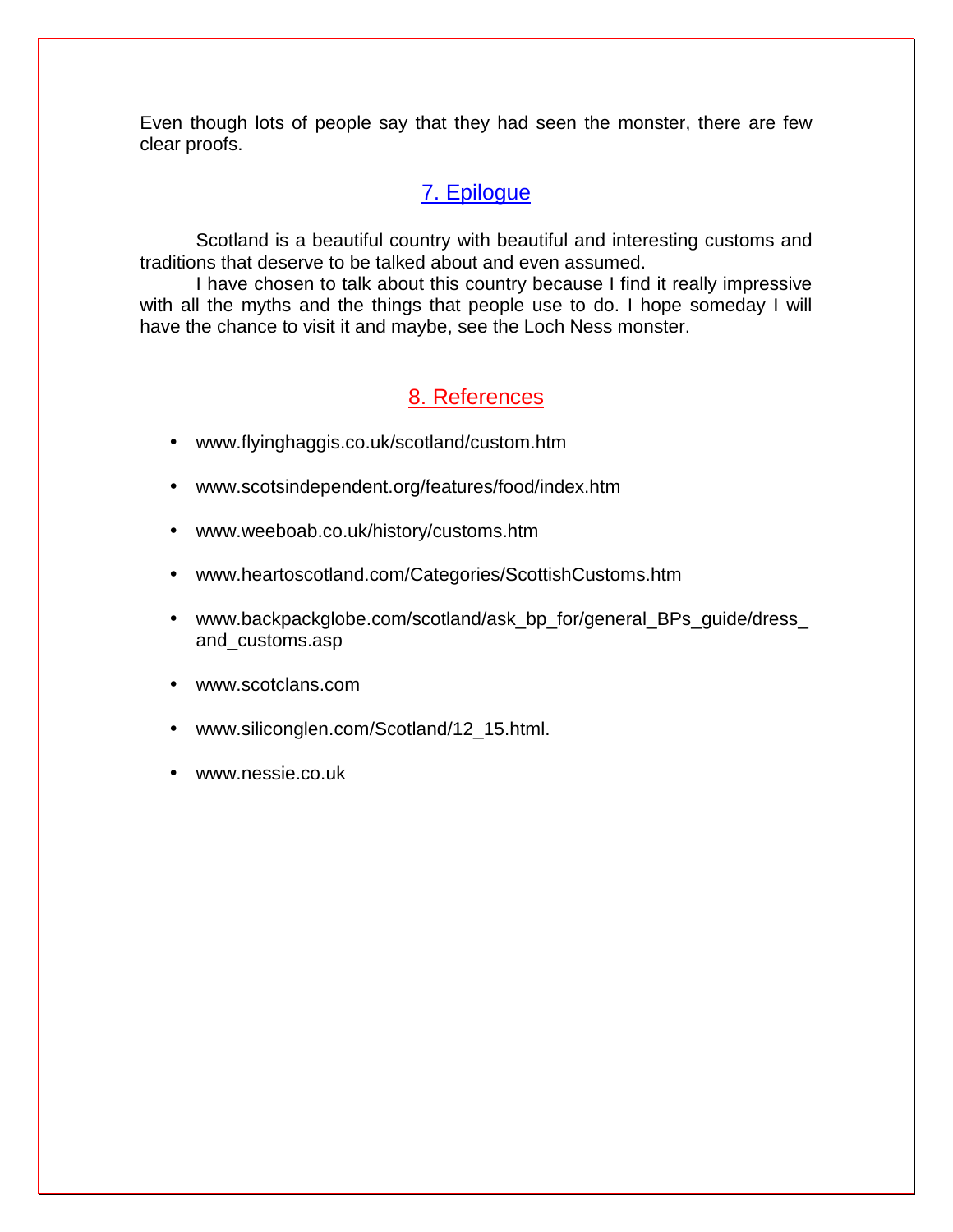Even though lots of people say that they had seen the monster, there are few clear proofs.

## 7. Epilogue

Scotland is a beautiful country with beautiful and interesting customs and traditions that deserve to be talked about and even assumed.

I have chosen to talk about this country because I find it really impressive with all the myths and the things that people use to do. I hope someday I will have the chance to visit it and maybe, see the Loch Ness monster.

## 8. References

- www.flyinghaggis.co.uk/scotland/custom.htm
- www.scotsindependent.org/features/food/index.htm
- www.weeboab.co.uk/history/customs.htm
- www.heartoscotland.com/Categories/ScottishCustoms.htm
- www.backpackglobe.com/scotland/ask_bp_for/general_BPs_guide/dress_and_customs.asp
- www.scotclans.com
- www.siliconglen.com/Scotland/12_15.html.
- www.nessie.co.uk